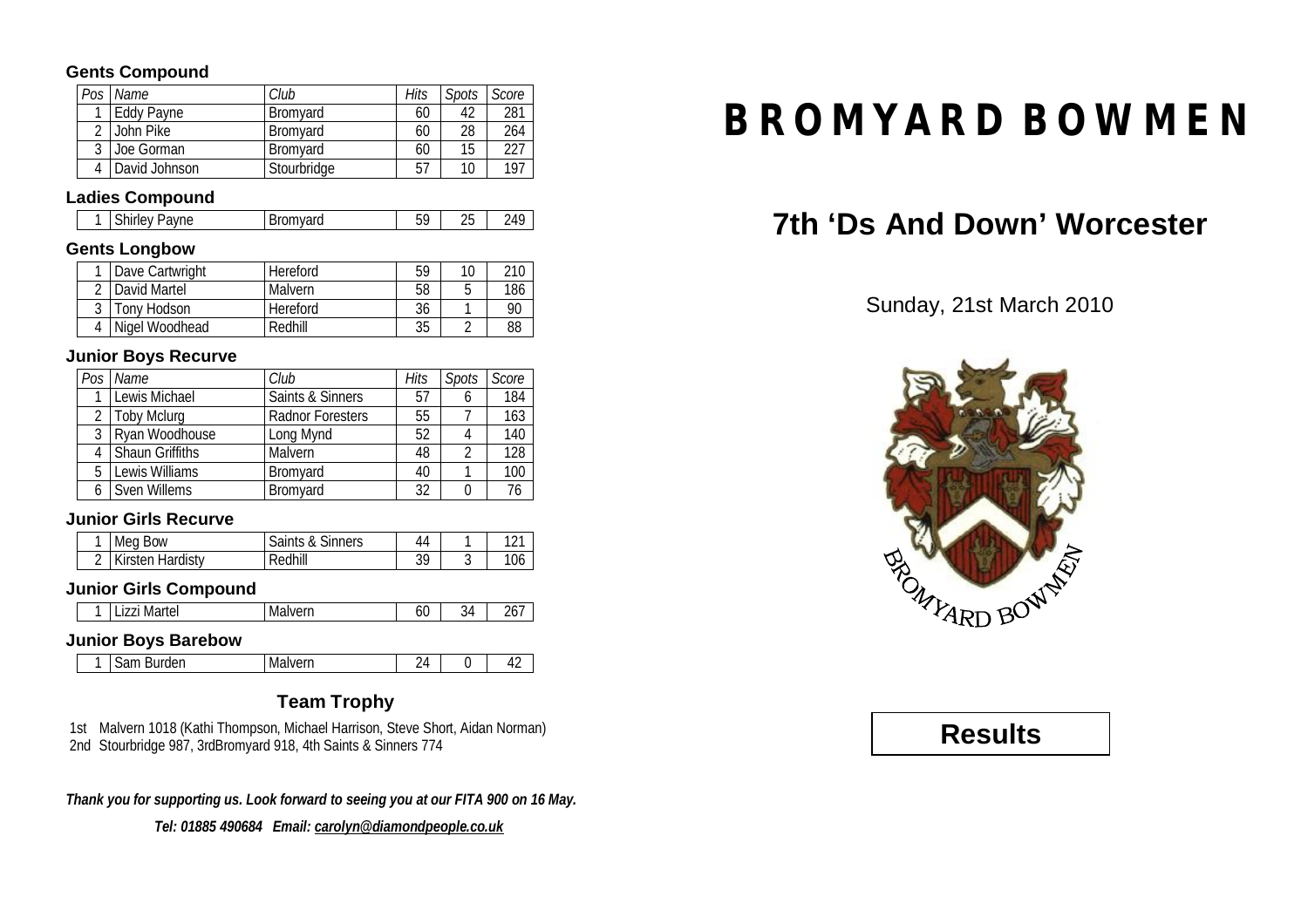# BROMYARD BOWMEN

## 7th 'Ds And Down' Worcester

Sunday, 21st March 2010

**Results**

### Gents Compound

| Pos | Name | Club | Hits | Spots | Score |
|---|---|---|---|---|---|
| 1 | Eddy Payne | Bromyard | 60 | 42 | 281 |
| 2 | John Pike | Bromyard | 60 | 28 | 264 |
| 3 | Joe Gorman | Bromyard | 60 | 15 | 227 |
| 4 | David Johnson | Stourbridge | 57 | 10 | 197 |

### Ladies Compound

| Pos | Name | Club | Hits | Spots | Score |
|---|---|---|---|---|---|
| 1 | Shirley Payne | Bromyard | 59 | 25 | 249 |

### Gents Longbow

| Pos | Name | Club | Hits | Spots | Score |
|---|---|---|---|---|---|
| 1 | Dave Cartwright | Hereford | 59 | 10 | 210 |
| 2 | David Martel | Malvern | 58 | 5 | 186 |
| 3 | Tony Hodson | Hereford | 36 | 1 | 90 |
| 4 | Nigel Woodhead | Redhill | 35 | 2 | 88 |

### Junior Boys Recurve

| Pos | Name | Club | Hits | Spots | Score |
|---|---|---|---|---|---|
| 1 | Lewis Michael | Saints & Sinners | 57 | 6 | 184 |
| 2 | Toby Mclurg | Radnor Foresters | 55 | 7 | 163 |
| 3 | Ryan Woodhouse | Long Mynd | 52 | 4 | 140 |
| 4 | Shaun Griffiths | Malvern | 48 | 2 | 128 |
| 5 | Lewis Williams | Bromyard | 40 | 1 | 100 |
| 6 | Sven Willems | Bromyard | 32 | 0 | 76 |

### Junior Girls Recurve

| Pos | Name | Club | Hits | Spots | Score |
|---|---|---|---|---|---|
| 1 | Meg Bow | Saints & Sinners | 44 | 1 | 121 |
| 2 | Kirsten Hardisty | Redhill | 39 | 3 | 106 |

### Junior Girls Compound

| Pos | Name | Club | Hits | Spots | Score |
|---|---|---|---|---|---|
| 1 | Lizzi Martel | Malvern | 60 | 34 | 267 |

### Junior Boys Barebow

| Pos | Name | Club | Hits | Spots | Score |
|---|---|---|---|---|---|
| 1 | Sam Burden | Malvern | 24 | 0 | 42 |

### Team Trophy

1st Malvern 1018 (Kathi Thompson, Michael Harrison, Steve Short, Aidan Norman)
2nd Stourbridge 987, 3rdBromyard 918, 4th Saints & Sinners 774

***Thank you for supporting us. Look forward to seeing you at our FITA 900 on 16 May.***

***Tel: 01885 490684 Email: carolyn@diamondpeople.co.uk***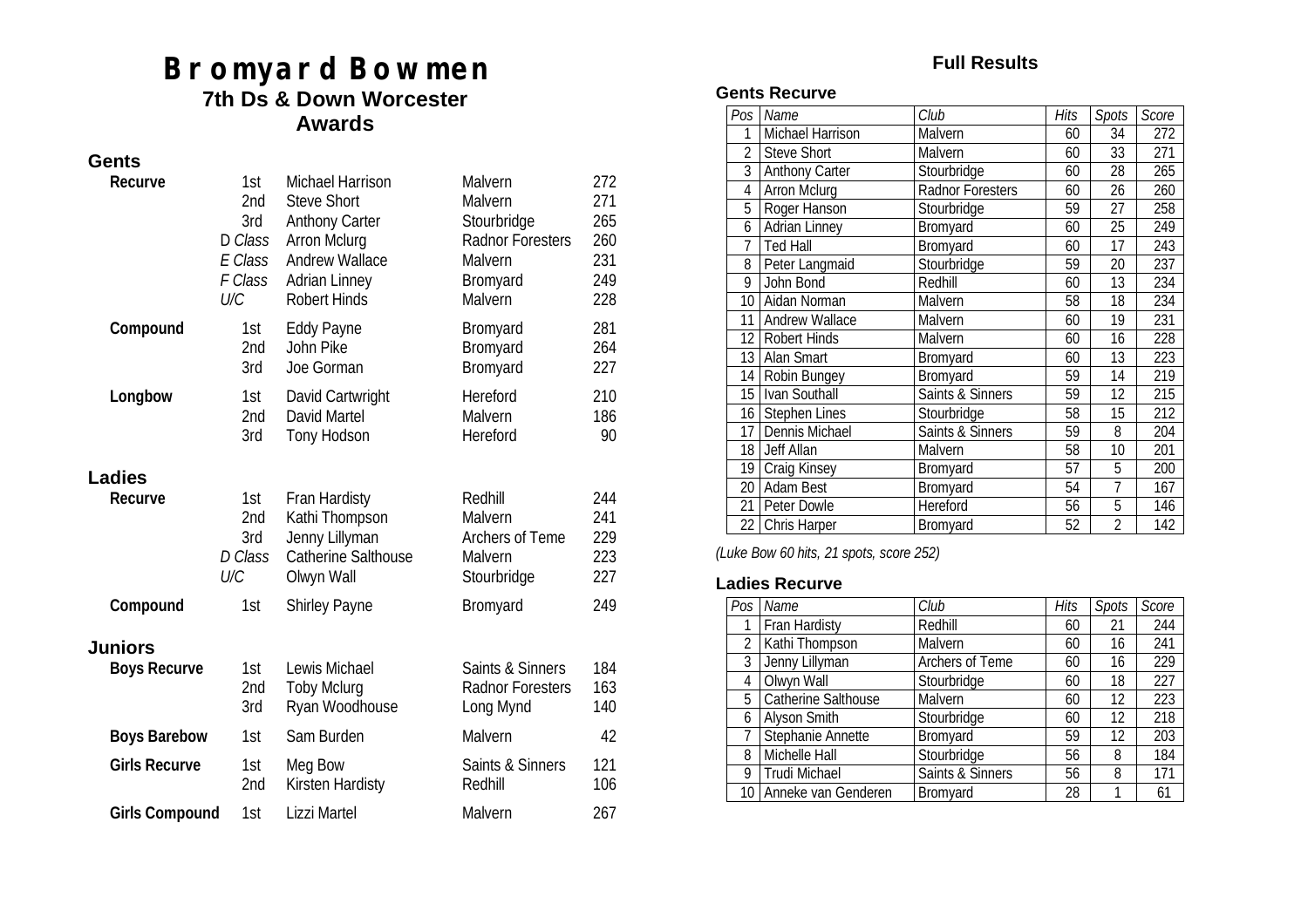# Bromyard Bowmen

## 7th Ds & Down Worcester

## Awards

### Gents

**Recurve**

| | | | | |
|---|---|---|---|---|
| 1st | Michael Harrison | Malvern | 272 |
| 2nd | Steve Short | Malvern | 271 |
| 3rd | Anthony Carter | Stourbridge | 265 |
| *D Class* | Arron Mclurg | Radnor Foresters | 260 |
| *E Class* | Andrew Wallace | Malvern | 231 |
| *F Class* | Adrian Linney | Bromyard | 249 |
| *U/C* | Robert Hinds | Malvern | 228 |

**Compound**

| | | | |
|---|---|---|---|
| 1st | Eddy Payne | Bromyard | 281 |
| 2nd | John Pike | Bromyard | 264 |
| 3rd | Joe Gorman | Bromyard | 227 |

**Longbow**

| | | | |
|---|---|---|---|
| 1st | David Cartwright | Hereford | 210 |
| 2nd | David Martel | Malvern | 186 |
| 3rd | Tony Hodson | Hereford | 90 |

### Ladies

**Recurve**

| | | | |
|---|---|---|---|
| 1st | Fran Hardisty | Redhill | 244 |
| 2nd | Kathi Thompson | Malvern | 241 |
| 3rd | Jenny Lillyman | Archers of Teme | 229 |
| *D Class* | Catherine Salthouse | Malvern | 223 |
| *U/C* | Olwyn Wall | Stourbridge | 227 |

**Compound**

| | | | |
|---|---|---|---|
| 1st | Shirley Payne | Bromyard | 249 |

### Juniors

**Boys Recurve**

| | | | |
|---|---|---|---|
| 1st | Lewis Michael | Saints & Sinners | 184 |
| 2nd | Toby Mclurg | Radnor Foresters | 163 |
| 3rd | Ryan Woodhouse | Long Mynd | 140 |

**Boys Barebow**

| | | | |
|---|---|---|---|
| 1st | Sam Burden | Malvern | 42 |

**Girls Recurve**

| | | | |
|---|---|---|---|
| 1st | Meg Bow | Saints & Sinners | 121 |
| 2nd | Kirsten Hardisty | Redhill | 106 |

**Girls Compound**

| | | | |
|---|---|---|---|
| 1st | Lizzi Martel | Malvern | 267 |

## Full Results

### Gents Recurve

| *Pos* | *Name* | *Club* | *Hits* | *Spots* | *Score* |
|---|---|---|---|---|---|
| 1 | Michael Harrison | Malvern | 60 | 34 | 272 |
| 2 | Steve Short | Malvern | 60 | 33 | 271 |
| 3 | Anthony Carter | Stourbridge | 60 | 28 | 265 |
| 4 | Arron Mclurg | Radnor Foresters | 60 | 26 | 260 |
| 5 | Roger Hanson | Stourbridge | 59 | 27 | 258 |
| 6 | Adrian Linney | Bromyard | 60 | 25 | 249 |
| 7 | Ted Hall | Bromyard | 60 | 17 | 243 |
| 8 | Peter Langmaid | Stourbridge | 59 | 20 | 237 |
| 9 | John Bond | Redhill | 60 | 13 | 234 |
| 10 | Aidan Norman | Malvern | 58 | 18 | 234 |
| 11 | Andrew Wallace | Malvern | 60 | 19 | 231 |
| 12 | Robert Hinds | Malvern | 60 | 16 | 228 |
| 13 | Alan Smart | Bromyard | 60 | 13 | 223 |
| 14 | Robin Bungey | Bromyard | 59 | 14 | 219 |
| 15 | Ivan Southall | Saints & Sinners | 59 | 12 | 215 |
| 16 | Stephen Lines | Stourbridge | 58 | 15 | 212 |
| 17 | Dennis Michael | Saints & Sinners | 59 | 8 | 204 |
| 18 | Jeff Allan | Malvern | 58 | 10 | 201 |
| 19 | Craig Kinsey | Bromyard | 57 | 5 | 200 |
| 20 | Adam Best | Bromyard | 54 | 7 | 167 |
| 21 | Peter Dowle | Hereford | 56 | 5 | 146 |
| 22 | Chris Harper | Bromyard | 52 | 2 | 142 |

*(Luke Bow 60 hits, 21 spots, score 252)*

### Ladies Recurve

| *Pos* | *Name* | *Club* | *Hits* | *Spots* | *Score* |
|---|---|---|---|---|---|
| 1 | Fran Hardisty | Redhill | 60 | 21 | 244 |
| 2 | Kathi Thompson | Malvern | 60 | 16 | 241 |
| 3 | Jenny Lillyman | Archers of Teme | 60 | 16 | 229 |
| 4 | Olwyn Wall | Stourbridge | 60 | 18 | 227 |
| 5 | Catherine Salthouse | Malvern | 60 | 12 | 223 |
| 6 | Alyson Smith | Stourbridge | 60 | 12 | 218 |
| 7 | Stephanie Annette | Bromyard | 59 | 12 | 203 |
| 8 | Michelle Hall | Stourbridge | 56 | 8 | 184 |
| 9 | Trudi Michael | Saints & Sinners | 56 | 8 | 171 |
| 10 | Anneke van Genderen | Bromyard | 28 | 1 | 61 |